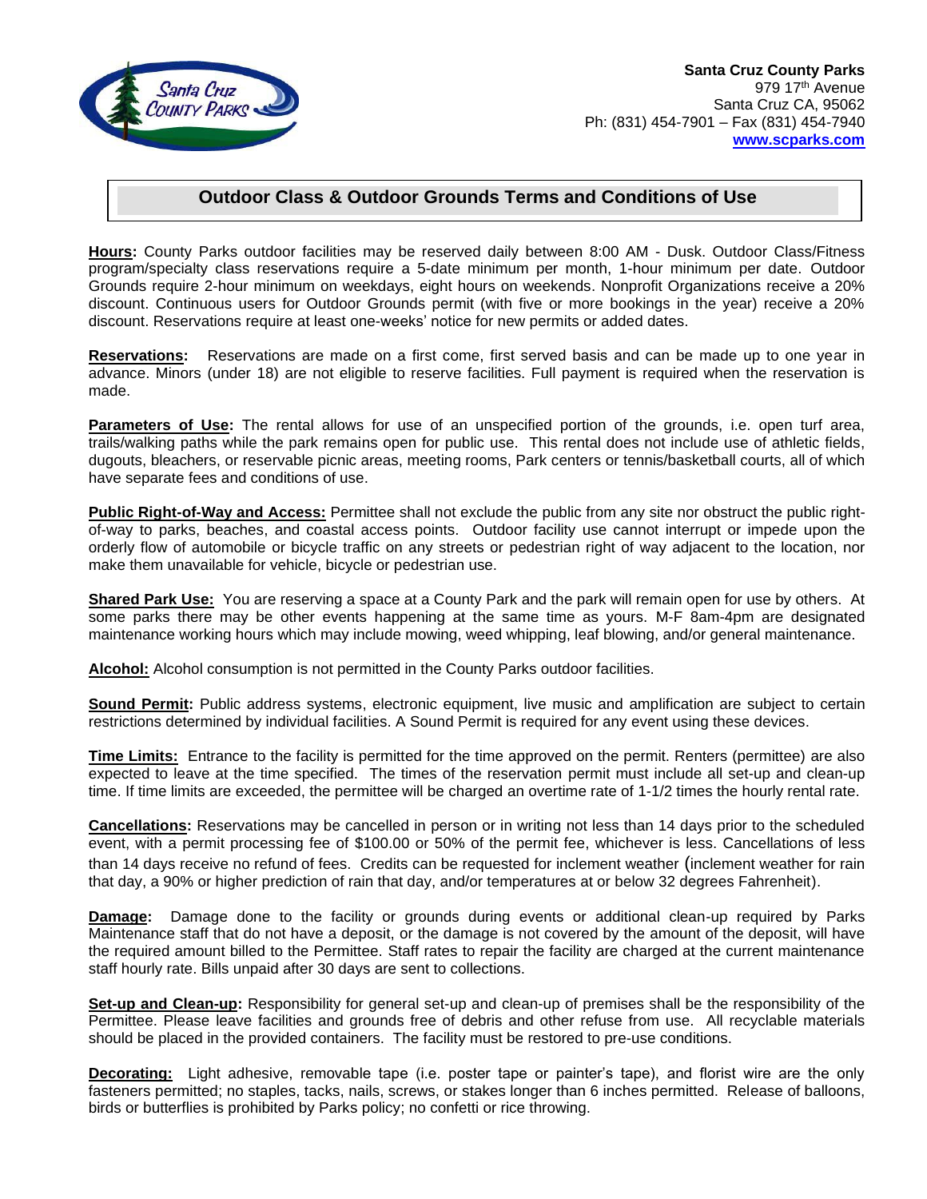**Santa Cruz County Parks**
979 17th Avenue
Santa Cruz CA, 95062
Ph: (831) 454-7901 – Fax (831) 454-7940
**www.scparks.com**

## Outdoor Class & Outdoor Grounds Terms and Conditions of Use

**Hours:** County Parks outdoor facilities may be reserved daily between 8:00 AM - Dusk. Outdoor Class/Fitness program/specialty class reservations require a 5-date minimum per month, 1-hour minimum per date. Outdoor Grounds require 2-hour minimum on weekdays, eight hours on weekends. Nonprofit Organizations receive a 20% discount. Continuous users for Outdoor Grounds permit (with five or more bookings in the year) receive a 20% discount. Reservations require at least one-weeks' notice for new permits or added dates.

**Reservations:** Reservations are made on a first come, first served basis and can be made up to one year in advance. Minors (under 18) are not eligible to reserve facilities. Full payment is required when the reservation is made.

**Parameters of Use:** The rental allows for use of an unspecified portion of the grounds, i.e. open turf area, trails/walking paths while the park remains open for public use. This rental does not include use of athletic fields, dugouts, bleachers, or reservable picnic areas, meeting rooms, Park centers or tennis/basketball courts, all of which have separate fees and conditions of use.

**Public Right-of-Way and Access:** Permittee shall not exclude the public from any site nor obstruct the public right-of-way to parks, beaches, and coastal access points. Outdoor facility use cannot interrupt or impede upon the orderly flow of automobile or bicycle traffic on any streets or pedestrian right of way adjacent to the location, nor make them unavailable for vehicle, bicycle or pedestrian use.

**Shared Park Use:** You are reserving a space at a County Park and the park will remain open for use by others. At some parks there may be other events happening at the same time as yours. M-F 8am-4pm are designated maintenance working hours which may include mowing, weed whipping, leaf blowing, and/or general maintenance.

**Alcohol:** Alcohol consumption is not permitted in the County Parks outdoor facilities.

**Sound Permit:** Public address systems, electronic equipment, live music and amplification are subject to certain restrictions determined by individual facilities. A Sound Permit is required for any event using these devices.

**Time Limits:** Entrance to the facility is permitted for the time approved on the permit. Renters (permittee) are also expected to leave at the time specified. The times of the reservation permit must include all set-up and clean-up time. If time limits are exceeded, the permittee will be charged an overtime rate of 1-1/2 times the hourly rental rate.

**Cancellations:** Reservations may be cancelled in person or in writing not less than 14 days prior to the scheduled event, with a permit processing fee of $100.00 or 50% of the permit fee, whichever is less. Cancellations of less than 14 days receive no refund of fees. Credits can be requested for inclement weather (inclement weather for rain that day, a 90% or higher prediction of rain that day, and/or temperatures at or below 32 degrees Fahrenheit).

**Damage:** Damage done to the facility or grounds during events or additional clean-up required by Parks Maintenance staff that do not have a deposit, or the damage is not covered by the amount of the deposit, will have the required amount billed to the Permittee. Staff rates to repair the facility are charged at the current maintenance staff hourly rate. Bills unpaid after 30 days are sent to collections.

**Set-up and Clean-up:** Responsibility for general set-up and clean-up of premises shall be the responsibility of the Permittee. Please leave facilities and grounds free of debris and other refuse from use. All recyclable materials should be placed in the provided containers. The facility must be restored to pre-use conditions.

**Decorating:** Light adhesive, removable tape (i.e. poster tape or painter's tape), and florist wire are the only fasteners permitted; no staples, tacks, nails, screws, or stakes longer than 6 inches permitted. Release of balloons, birds or butterflies is prohibited by Parks policy; no confetti or rice throwing.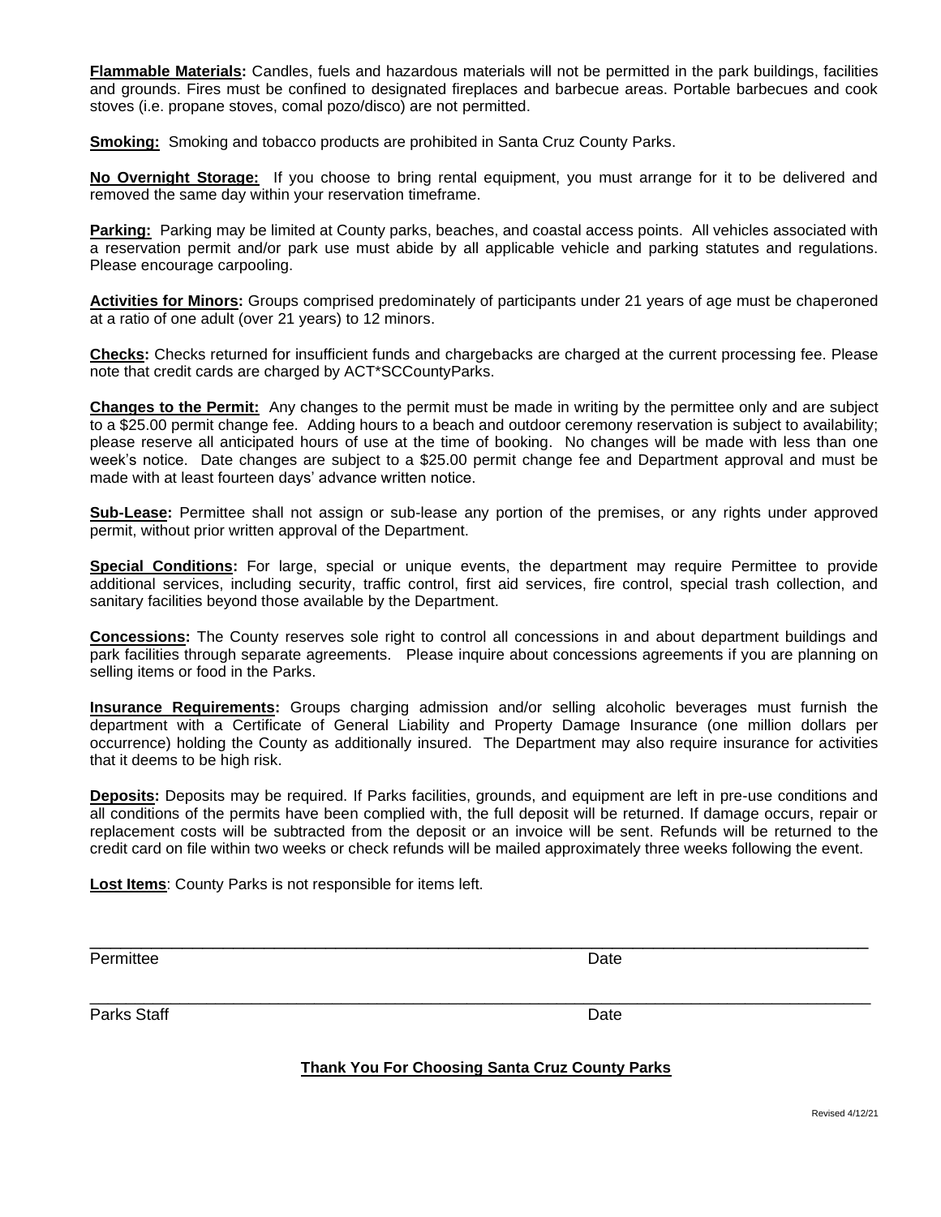**Flammable Materials:** Candles, fuels and hazardous materials will not be permitted in the park buildings, facilities and grounds. Fires must be confined to designated fireplaces and barbecue areas. Portable barbecues and cook stoves (i.e. propane stoves, comal pozo/disco) are not permitted.

**Smoking:** Smoking and tobacco products are prohibited in Santa Cruz County Parks.

**No Overnight Storage:** If you choose to bring rental equipment, you must arrange for it to be delivered and removed the same day within your reservation timeframe.

**Parking:** Parking may be limited at County parks, beaches, and coastal access points. All vehicles associated with a reservation permit and/or park use must abide by all applicable vehicle and parking statutes and regulations. Please encourage carpooling.

**Activities for Minors:** Groups comprised predominately of participants under 21 years of age must be chaperoned at a ratio of one adult (over 21 years) to 12 minors.

**Checks:** Checks returned for insufficient funds and chargebacks are charged at the current processing fee. Please note that credit cards are charged by ACT*SCCountyParks.

**Changes to the Permit:** Any changes to the permit must be made in writing by the permittee only and are subject to a $25.00 permit change fee. Adding hours to a beach and outdoor ceremony reservation is subject to availability; please reserve all anticipated hours of use at the time of booking. No changes will be made with less than one week's notice. Date changes are subject to a $25.00 permit change fee and Department approval and must be made with at least fourteen days' advance written notice.

**Sub-Lease:** Permittee shall not assign or sub-lease any portion of the premises, or any rights under approved permit, without prior written approval of the Department.

**Special Conditions:** For large, special or unique events, the department may require Permittee to provide additional services, including security, traffic control, first aid services, fire control, special trash collection, and sanitary facilities beyond those available by the Department.

**Concessions:** The County reserves sole right to control all concessions in and about department buildings and park facilities through separate agreements. Please inquire about concessions agreements if you are planning on selling items or food in the Parks.

**Insurance Requirements:** Groups charging admission and/or selling alcoholic beverages must furnish the department with a Certificate of General Liability and Property Damage Insurance (one million dollars per occurrence) holding the County as additionally insured. The Department may also require insurance for activities that it deems to be high risk.

**Deposits:** Deposits may be required. If Parks facilities, grounds, and equipment are left in pre-use conditions and all conditions of the permits have been complied with, the full deposit will be returned. If damage occurs, repair or replacement costs will be subtracted from the deposit or an invoice will be sent. Refunds will be returned to the credit card on file within two weeks or check refunds will be mailed approximately three weeks following the event.

**Lost Items**: County Parks is not responsible for items left.

\_\_\_\_\_\_\_\_\_\_\_\_\_\_\_\_\_\_\_\_\_\_\_\_\_\_\_\_\_\_\_\_\_\_\_\_\_\_\_\_\_\_\_\_\_\_\_\_\_\_\_\_\_\_\_\_\_\_\_\_\_\_\_\_\_\_\_\_\_\_\_\_\_\_\_\_

Permittee Date

\_\_\_\_\_\_\_\_\_\_\_\_\_\_\_\_\_\_\_\_\_\_\_\_\_\_\_\_\_\_\_\_\_\_\_\_\_\_\_\_\_\_\_\_\_\_\_\_\_\_\_\_\_\_\_\_\_\_\_\_\_\_\_\_\_\_\_\_\_\_\_\_\_\_\_\_

Parks Staff Date

**Thank You For Choosing Santa Cruz County Parks**

Revised 4/12/21